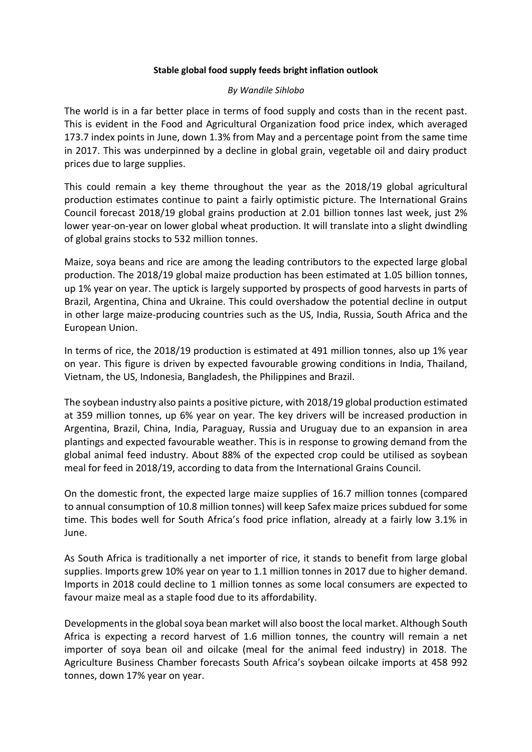**Stable global food supply feeds bright inflation outlook**

*By Wandile Sihlobo*

The world is in a far better place in terms of food supply and costs than in the recent past. This is evident in the Food and Agricultural Organization food price index, which averaged 173.7 index points in June, down 1.3% from May and a percentage point from the same time in 2017. This was underpinned by a decline in global grain, vegetable oil and dairy product prices due to large supplies.

This could remain a key theme throughout the year as the 2018/19 global agricultural production estimates continue to paint a fairly optimistic picture. The International Grains Council forecast 2018/19 global grains production at 2.01 billion tonnes last week, just 2% lower year-on-year on lower global wheat production. It will translate into a slight dwindling of global grains stocks to 532 million tonnes.

Maize, soya beans and rice are among the leading contributors to the expected large global production. The 2018/19 global maize production has been estimated at 1.05 billion tonnes, up 1% year on year. The uptick is largely supported by prospects of good harvests in parts of Brazil, Argentina, China and Ukraine. This could overshadow the potential decline in output in other large maize-producing countries such as the US, India, Russia, South Africa and the European Union.

In terms of rice, the 2018/19 production is estimated at 491 million tonnes, also up 1% year on year. This figure is driven by expected favourable growing conditions in India, Thailand, Vietnam, the US, Indonesia, Bangladesh, the Philippines and Brazil.

The soybean industry also paints a positive picture, with 2018/19 global production estimated at 359 million tonnes, up 6% year on year. The key drivers will be increased production in Argentina, Brazil, China, India, Paraguay, Russia and Uruguay due to an expansion in area plantings and expected favourable weather. This is in response to growing demand from the global animal feed industry. About 88% of the expected crop could be utilised as soybean meal for feed in 2018/19, according to data from the International Grains Council.

On the domestic front, the expected large maize supplies of 16.7 million tonnes (compared to annual consumption of 10.8 million tonnes) will keep Safex maize prices subdued for some time. This bodes well for South Africa's food price inflation, already at a fairly low 3.1% in June.

As South Africa is traditionally a net importer of rice, it stands to benefit from large global supplies. Imports grew 10% year on year to 1.1 million tonnes in 2017 due to higher demand. Imports in 2018 could decline to 1 million tonnes as some local consumers are expected to favour maize meal as a staple food due to its affordability.

Developments in the global soya bean market will also boost the local market. Although South Africa is expecting a record harvest of 1.6 million tonnes, the country will remain a net importer of soya bean oil and oilcake (meal for the animal feed industry) in 2018. The Agriculture Business Chamber forecasts South Africa's soybean oilcake imports at 458 992 tonnes, down 17% year on year.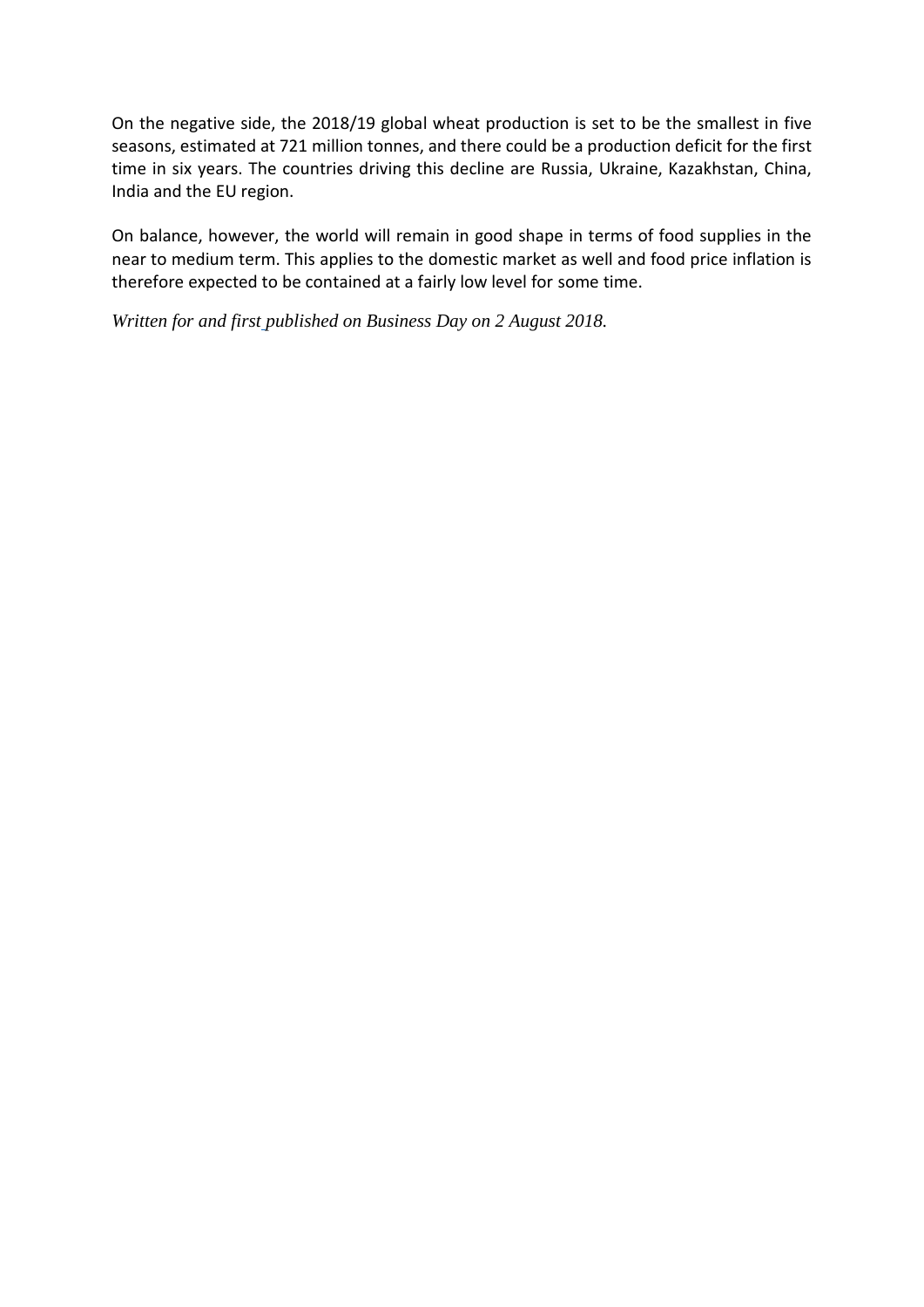On the negative side, the 2018/19 global wheat production is set to be the smallest in five seasons, estimated at 721 million tonnes, and there could be a production deficit for the first time in six years. The countries driving this decline are Russia, Ukraine, Kazakhstan, China, India and the EU region.

On balance, however, the world will remain in good shape in terms of food supplies in the near to medium term. This applies to the domestic market as well and food price inflation is therefore expected to be contained at a fairly low level for some time.

*Written for and first published on Business Day on 2 August 2018.*